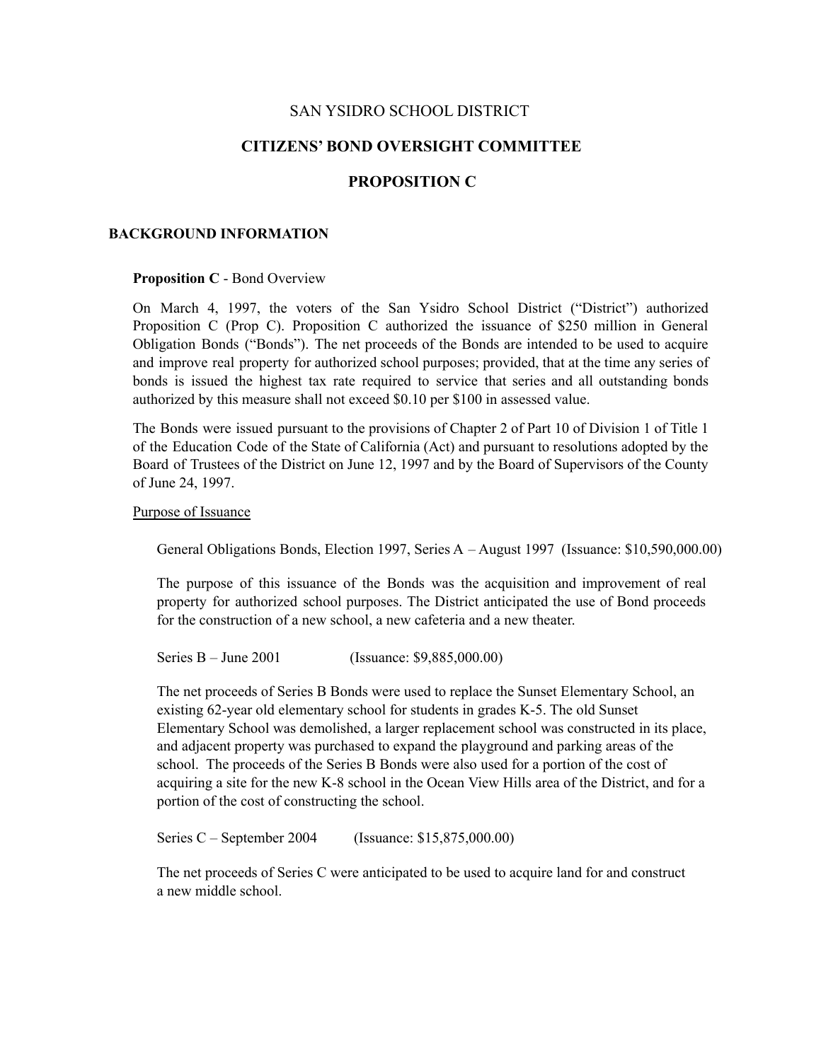# SAN YSIDRO SCHOOL DISTRICT

## CITIZENS' BOND OVERSIGHT COMMITTEE

## PROPOSITION C

### BACKGROUND INFORMATION

**Proposition C** - Bond Overview

On March 4, 1997, the voters of the San Ysidro School District ("District") authorized Proposition C (Prop C). Proposition C authorized the issuance of $250 million in General Obligation Bonds ("Bonds"). The net proceeds of the Bonds are intended to be used to acquire and improve real property for authorized school purposes; provided, that at the time any series of bonds is issued the highest tax rate required to service that series and all outstanding bonds authorized by this measure shall not exceed $0.10 per $100 in assessed value.

The Bonds were issued pursuant to the provisions of Chapter 2 of Part 10 of Division 1 of Title 1 of the Education Code of the State of California (Act) and pursuant to resolutions adopted by the Board of Trustees of the District on June 12, 1997 and by the Board of Supervisors of the County of June 24, 1997.

Purpose of Issuance

General Obligations Bonds, Election 1997, Series A – August 1997 (Issuance: $10,590,000.00)

The purpose of this issuance of the Bonds was the acquisition and improvement of real property for authorized school purposes. The District anticipated the use of Bond proceeds for the construction of a new school, a new cafeteria and a new theater.

Series B – June 2001 (Issuance: $9,885,000.00)

The net proceeds of Series B Bonds were used to replace the Sunset Elementary School, an existing 62-year old elementary school for students in grades K-5. The old Sunset Elementary School was demolished, a larger replacement school was constructed in its place, and adjacent property was purchased to expand the playground and parking areas of the school. The proceeds of the Series B Bonds were also used for a portion of the cost of acquiring a site for the new K-8 school in the Ocean View Hills area of the District, and for a portion of the cost of constructing the school.

Series C – September 2004 (Issuance: $15,875,000.00)

The net proceeds of Series C were anticipated to be used to acquire land for and construct a new middle school.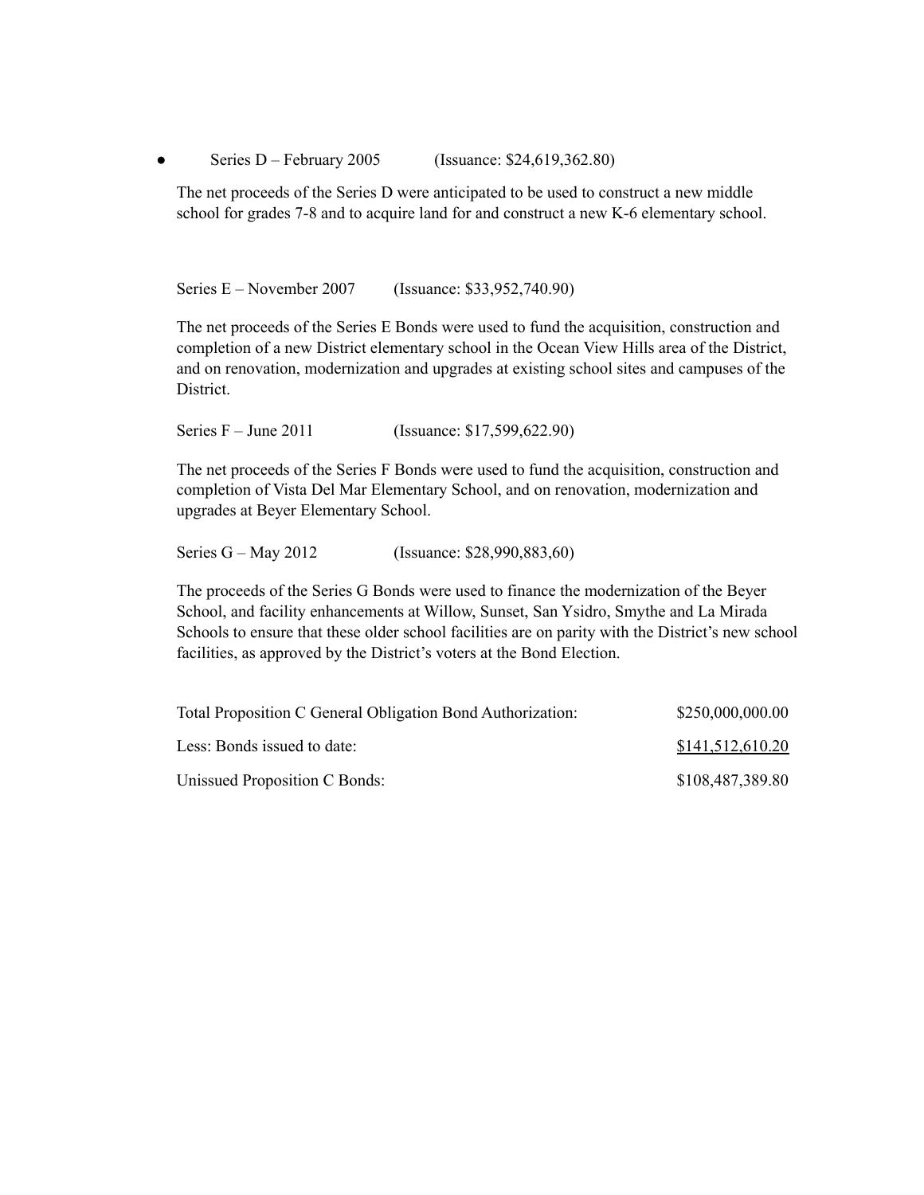- Series D – February 2005 (Issuance: $24,619,362.80)

  The net proceeds of the Series D were anticipated to be used to construct a new middle school for grades 7-8 and to acquire land for and construct a new K-6 elementary school.

Series E – November 2007 (Issuance: $33,952,740.90)

The net proceeds of the Series E Bonds were used to fund the acquisition, construction and completion of a new District elementary school in the Ocean View Hills area of the District, and on renovation, modernization and upgrades at existing school sites and campuses of the District.

Series F – June 2011 (Issuance: $17,599,622.90)

The net proceeds of the Series F Bonds were used to fund the acquisition, construction and completion of Vista Del Mar Elementary School, and on renovation, modernization and upgrades at Beyer Elementary School.

Series G – May 2012 (Issuance: $28,990,883,60)

The proceeds of the Series G Bonds were used to finance the modernization of the Beyer School, and facility enhancements at Willow, Sunset, San Ysidro, Smythe and La Mirada Schools to ensure that these older school facilities are on parity with the District's new school facilities, as approved by the District's voters at the Bond Election.

| | |
|---|---|
| Total Proposition C General Obligation Bond Authorization: | $250,000,000.00 |
| Less: Bonds issued to date: | $141,512,610.20 |
| Unissued Proposition C Bonds: | $108,487,389.80 |